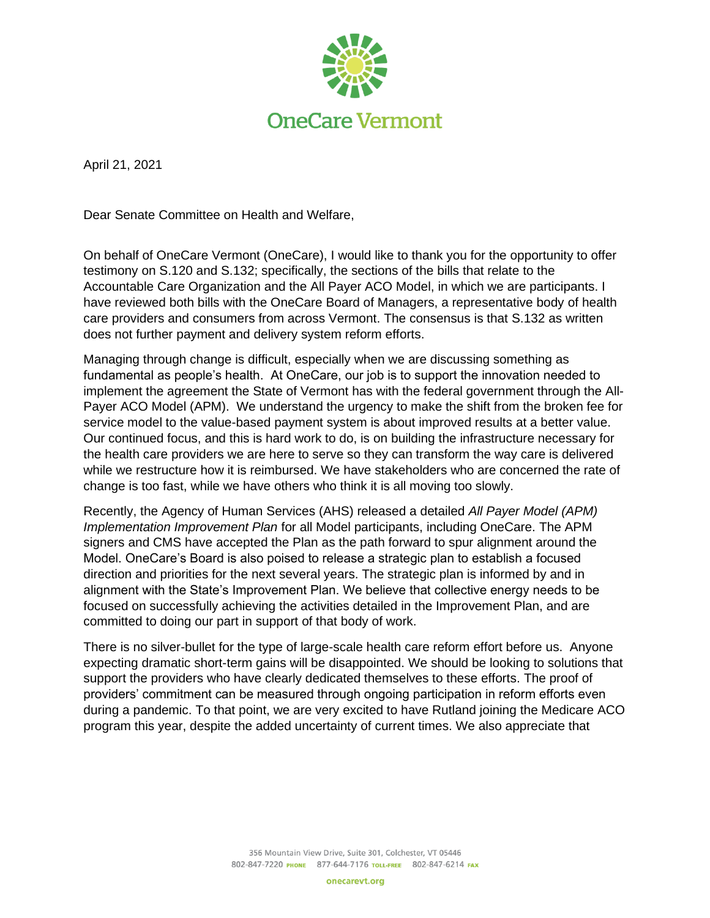OneCare Vermont

April 21, 2021

Dear Senate Committee on Health and Welfare,

On behalf of OneCare Vermont (OneCare), I would like to thank you for the opportunity to offer testimony on S.120 and S.132; specifically, the sections of the bills that relate to the Accountable Care Organization and the All Payer ACO Model, in which we are participants. I have reviewed both bills with the OneCare Board of Managers, a representative body of health care providers and consumers from across Vermont. The consensus is that S.132 as written does not further payment and delivery system reform efforts.

Managing through change is difficult, especially when we are discussing something as fundamental as people's health. At OneCare, our job is to support the innovation needed to implement the agreement the State of Vermont has with the federal government through the All-Payer ACO Model (APM). We understand the urgency to make the shift from the broken fee for service model to the value-based payment system is about improved results at a better value. Our continued focus, and this is hard work to do, is on building the infrastructure necessary for the health care providers we are here to serve so they can transform the way care is delivered while we restructure how it is reimbursed. We have stakeholders who are concerned the rate of change is too fast, while we have others who think it is all moving too slowly.

Recently, the Agency of Human Services (AHS) released a detailed *All Payer Model (APM) Implementation Improvement Plan* for all Model participants, including OneCare. The APM signers and CMS have accepted the Plan as the path forward to spur alignment around the Model. OneCare's Board is also poised to release a strategic plan to establish a focused direction and priorities for the next several years. The strategic plan is informed by and in alignment with the State's Improvement Plan. We believe that collective energy needs to be focused on successfully achieving the activities detailed in the Improvement Plan, and are committed to doing our part in support of that body of work.

There is no silver-bullet for the type of large-scale health care reform effort before us. Anyone expecting dramatic short-term gains will be disappointed. We should be looking to solutions that support the providers who have clearly dedicated themselves to these efforts. The proof of providers' commitment can be measured through ongoing participation in reform efforts even during a pandemic. To that point, we are very excited to have Rutland joining the Medicare ACO program this year, despite the added uncertainty of current times. We also appreciate that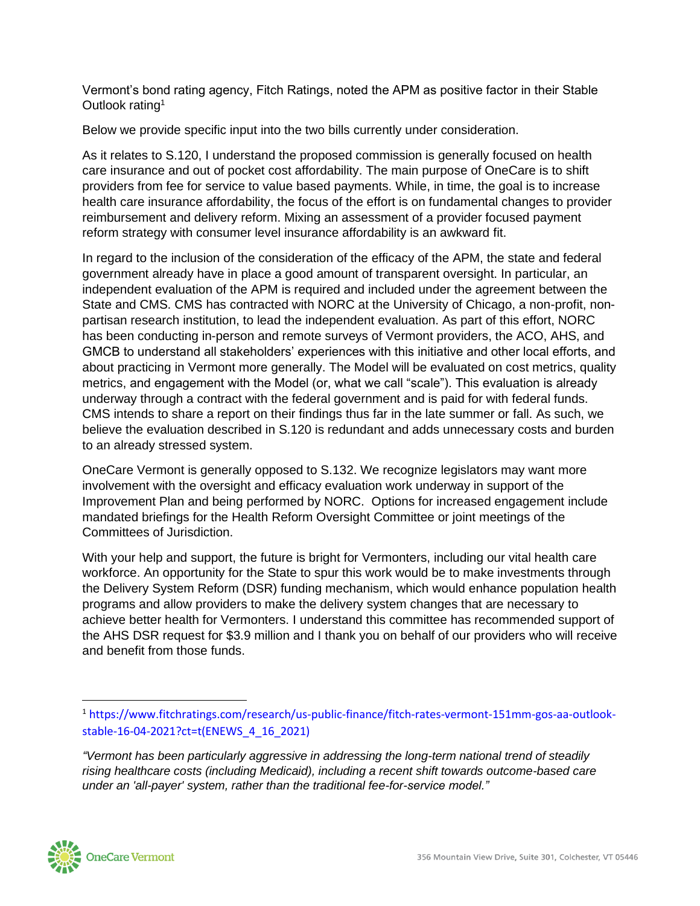Vermont's bond rating agency, Fitch Ratings, noted the APM as positive factor in their Stable Outlook rating[1]

Below we provide specific input into the two bills currently under consideration.

As it relates to S.120, I understand the proposed commission is generally focused on health care insurance and out of pocket cost affordability. The main purpose of OneCare is to shift providers from fee for service to value based payments. While, in time, the goal is to increase health care insurance affordability, the focus of the effort is on fundamental changes to provider reimbursement and delivery reform. Mixing an assessment of a provider focused payment reform strategy with consumer level insurance affordability is an awkward fit.

In regard to the inclusion of the consideration of the efficacy of the APM, the state and federal government already have in place a good amount of transparent oversight. In particular, an independent evaluation of the APM is required and included under the agreement between the State and CMS. CMS has contracted with NORC at the University of Chicago, a non-profit, non-partisan research institution, to lead the independent evaluation. As part of this effort, NORC has been conducting in-person and remote surveys of Vermont providers, the ACO, AHS, and GMCB to understand all stakeholders' experiences with this initiative and other local efforts, and about practicing in Vermont more generally. The Model will be evaluated on cost metrics, quality metrics, and engagement with the Model (or, what we call "scale"). This evaluation is already underway through a contract with the federal government and is paid for with federal funds. CMS intends to share a report on their findings thus far in the late summer or fall. As such, we believe the evaluation described in S.120 is redundant and adds unnecessary costs and burden to an already stressed system.

OneCare Vermont is generally opposed to S.132. We recognize legislators may want more involvement with the oversight and efficacy evaluation work underway in support of the Improvement Plan and being performed by NORC. Options for increased engagement include mandated briefings for the Health Reform Oversight Committee or joint meetings of the Committees of Jurisdiction.

With your help and support, the future is bright for Vermonters, including our vital health care workforce. An opportunity for the State to spur this work would be to make investments through the Delivery System Reform (DSR) funding mechanism, which would enhance population health programs and allow providers to make the delivery system changes that are necessary to achieve better health for Vermonters. I understand this committee has recommended support of the AHS DSR request for $3.9 million and I thank you on behalf of our providers who will receive and benefit from those funds.

---

[1] https://www.fitchratings.com/research/us-public-finance/fitch-rates-vermont-151mm-gos-aa-outlook-stable-16-04-2021?ct=t(ENEWS_4_16_2021)

*"Vermont has been particularly aggressive in addressing the long-term national trend of steadily rising healthcare costs (including Medicaid), including a recent shift towards outcome-based care under an 'all-payer' system, rather than the traditional fee-for-service model."*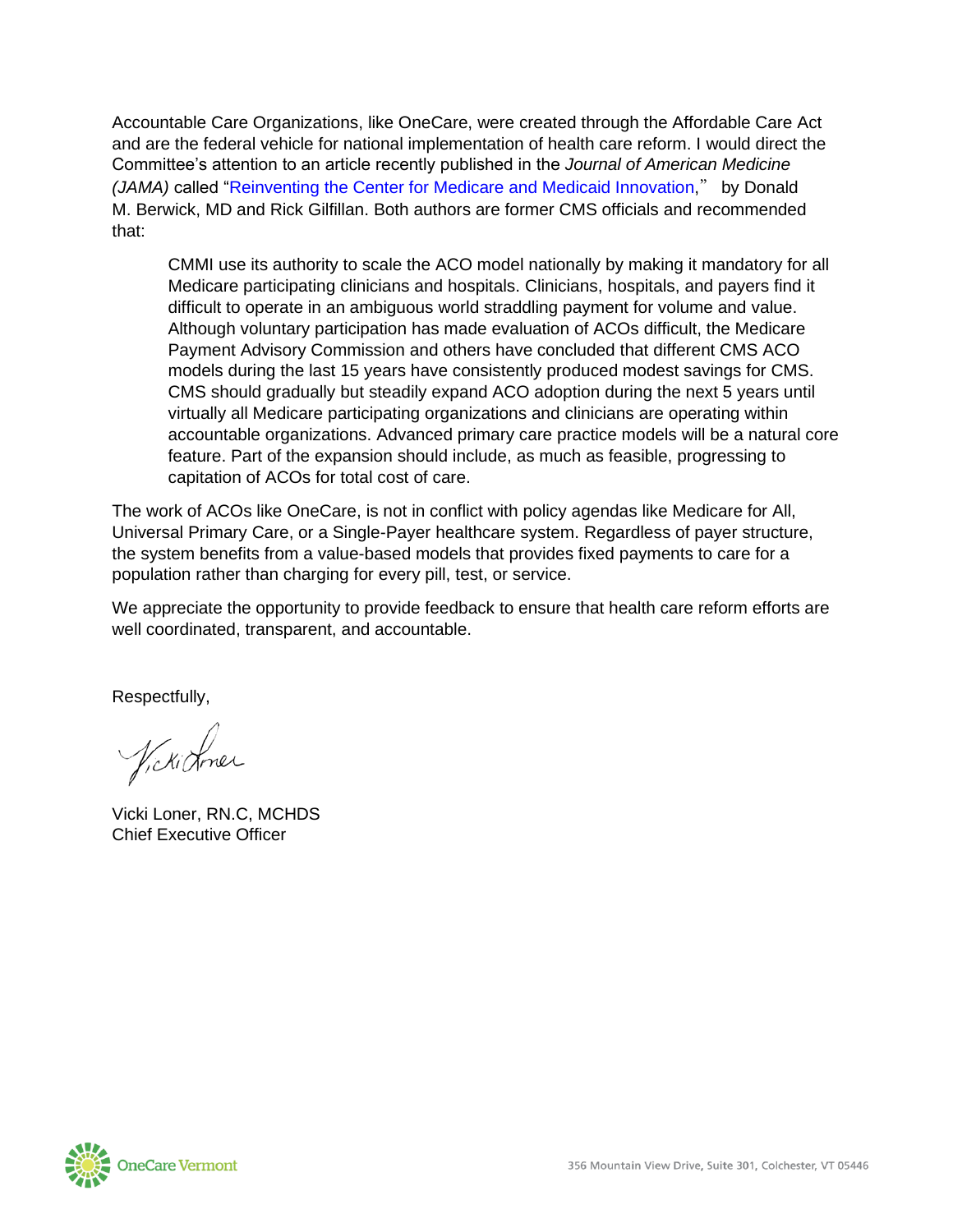Accountable Care Organizations, like OneCare, were created through the Affordable Care Act and are the federal vehicle for national implementation of health care reform. I would direct the Committee's attention to an article recently published in the *Journal of American Medicine (JAMA)* called "Reinventing the Center for Medicare and Medicaid Innovation," by Donald M. Berwick, MD and Rick Gilfillan. Both authors are former CMS officials and recommended that:

> CMMI use its authority to scale the ACO model nationally by making it mandatory for all Medicare participating clinicians and hospitals. Clinicians, hospitals, and payers find it difficult to operate in an ambiguous world straddling payment for volume and value. Although voluntary participation has made evaluation of ACOs difficult, the Medicare Payment Advisory Commission and others have concluded that different CMS ACO models during the last 15 years have consistently produced modest savings for CMS. CMS should gradually but steadily expand ACO adoption during the next 5 years until virtually all Medicare participating organizations and clinicians are operating within accountable organizations. Advanced primary care practice models will be a natural core feature. Part of the expansion should include, as much as feasible, progressing to capitation of ACOs for total cost of care.

The work of ACOs like OneCare, is not in conflict with policy agendas like Medicare for All, Universal Primary Care, or a Single-Payer healthcare system. Regardless of payer structure, the system benefits from a value-based models that provides fixed payments to care for a population rather than charging for every pill, test, or service.

We appreciate the opportunity to provide feedback to ensure that health care reform efforts are well coordinated, transparent, and accountable.

Respectfully,

Vicki Loner

Vicki Loner, RN.C, MCHDS
Chief Executive Officer

OneCare Vermont

356 Mountain View Drive, Suite 301, Colchester, VT 05446